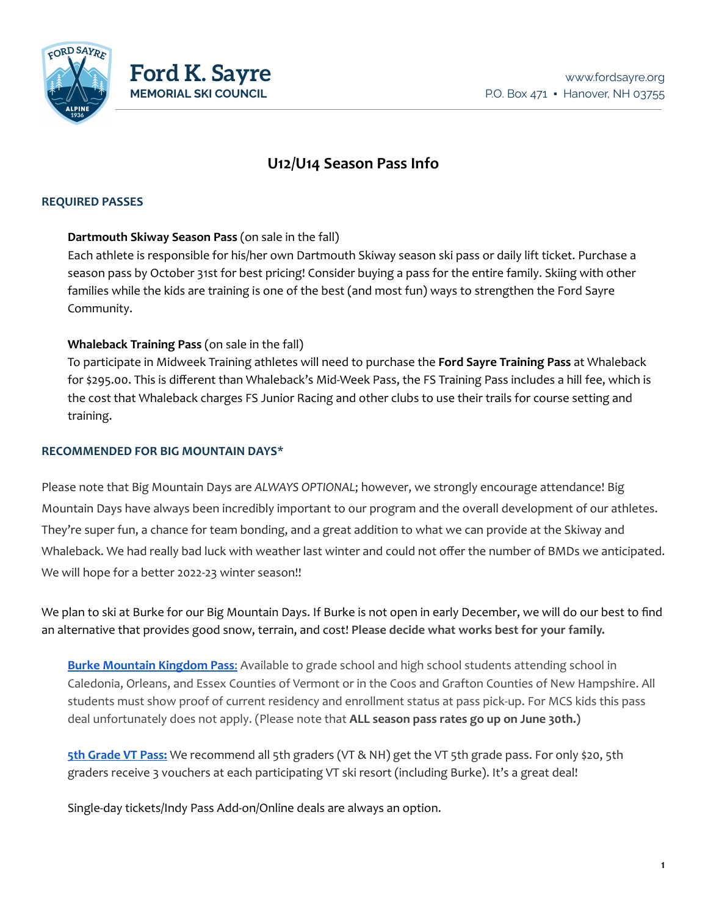# Ford K. Sayre
**MEMORIAL SKI COUNCIL**

www.fordsayre.org
P.O. Box 471 ▪ Hanover, NH 03755

## U12/U14 Season Pass Info

### REQUIRED PASSES

**Dartmouth Skiway Season Pass** (on sale in the fall)
Each athlete is responsible for his/her own Dartmouth Skiway season ski pass or daily lift ticket. Purchase a season pass by October 31st for best pricing! Consider buying a pass for the entire family. Skiing with other families while the kids are training is one of the best (and most fun) ways to strengthen the Ford Sayre Community.

**Whaleback Training Pass** (on sale in the fall)
To participate in Midweek Training athletes will need to purchase the **Ford Sayre Training Pass** at Whaleback for $295.00. This is different than Whaleback's Mid-Week Pass, the FS Training Pass includes a hill fee, which is the cost that Whaleback charges FS Junior Racing and other clubs to use their trails for course setting and training.

### RECOMMENDED FOR BIG MOUNTAIN DAYS*

Please note that Big Mountain Days are *ALWAYS OPTIONAL*; however, we strongly encourage attendance! Big Mountain Days have always been incredibly important to our program and the overall development of our athletes. They're super fun, a chance for team bonding, and a great addition to what we can provide at the Skiway and Whaleback. We had really bad luck with weather last winter and could not offer the number of BMDs we anticipated. We will hope for a better 2022-23 winter season!!

We plan to ski at Burke for our Big Mountain Days. If Burke is not open in early December, we will do our best to find an alternative that provides good snow, terrain, and cost! **Please decide what works best for your family.**

**Burke Mountain Kingdom Pass:** Available to grade school and high school students attending school in Caledonia, Orleans, and Essex Counties of Vermont or in the Coos and Grafton Counties of New Hampshire. All students must show proof of current residency and enrollment status at pass pick-up. For MCS kids this pass deal unfortunately does not apply. (Please note that **ALL season pass rates go up on June 30th.)**

**5th Grade VT Pass:** We recommend all 5th graders (VT & NH) get the VT 5th grade pass. For only $20, 5th graders receive 3 vouchers at each participating VT ski resort (including Burke). It's a great deal!

Single-day tickets/Indy Pass Add-on/Online deals are always an option.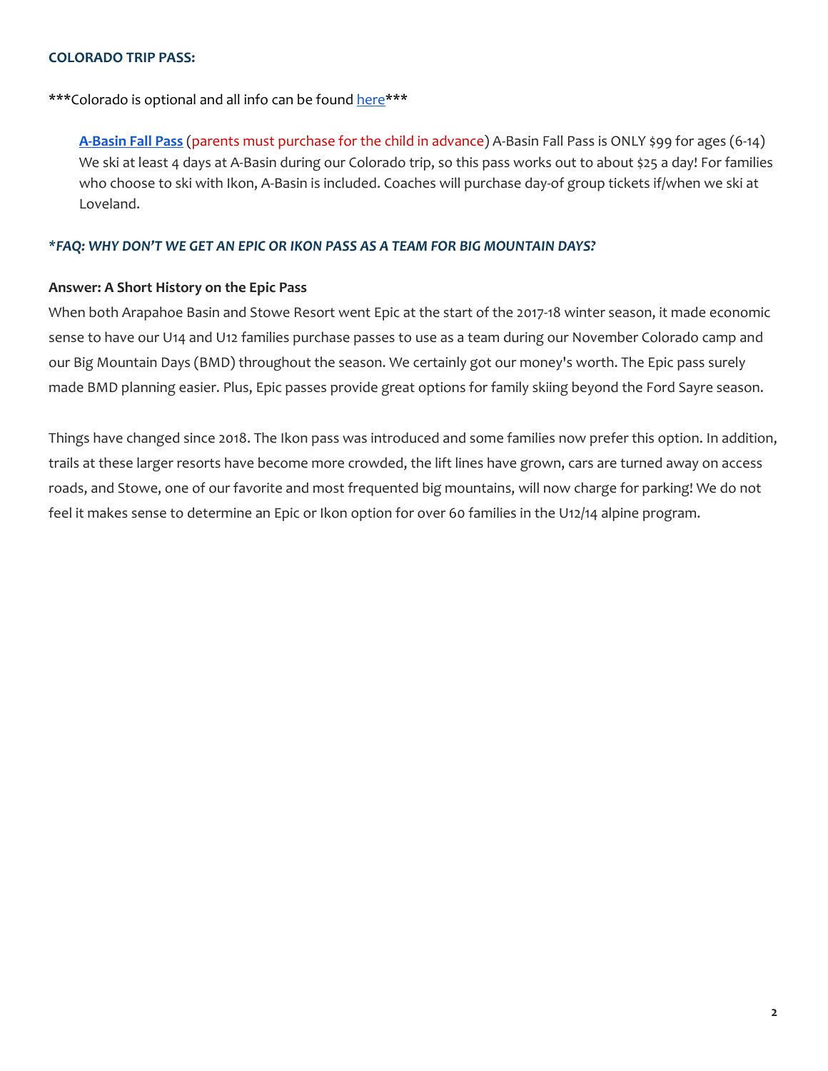**COLORADO TRIP PASS:**

***Colorado is optional and all info can be found here***

> **A-Basin Fall Pass** (parents must purchase for the child in advance) A-Basin Fall Pass is ONLY $99 for ages (6-14) We ski at least 4 days at A-Basin during our Colorado trip, so this pass works out to about $25 a day! For families who choose to ski with Ikon, A-Basin is included. Coaches will purchase day-of group tickets if/when we ski at Loveland.

***FAQ: WHY DON'T WE GET AN EPIC OR IKON PASS AS A TEAM FOR BIG MOUNTAIN DAYS?***

**Answer: A Short History on the Epic Pass**

When both Arapahoe Basin and Stowe Resort went Epic at the start of the 2017-18 winter season, it made economic sense to have our U14 and U12 families purchase passes to use as a team during our November Colorado camp and our Big Mountain Days (BMD) throughout the season. We certainly got our money's worth. The Epic pass surely made BMD planning easier. Plus, Epic passes provide great options for family skiing beyond the Ford Sayre season.

Things have changed since 2018. The Ikon pass was introduced and some families now prefer this option. In addition, trails at these larger resorts have become more crowded, the lift lines have grown, cars are turned away on access roads, and Stowe, one of our favorite and most frequented big mountains, will now charge for parking! We do not feel it makes sense to determine an Epic or Ikon option for over 60 families in the U12/14 alpine program.